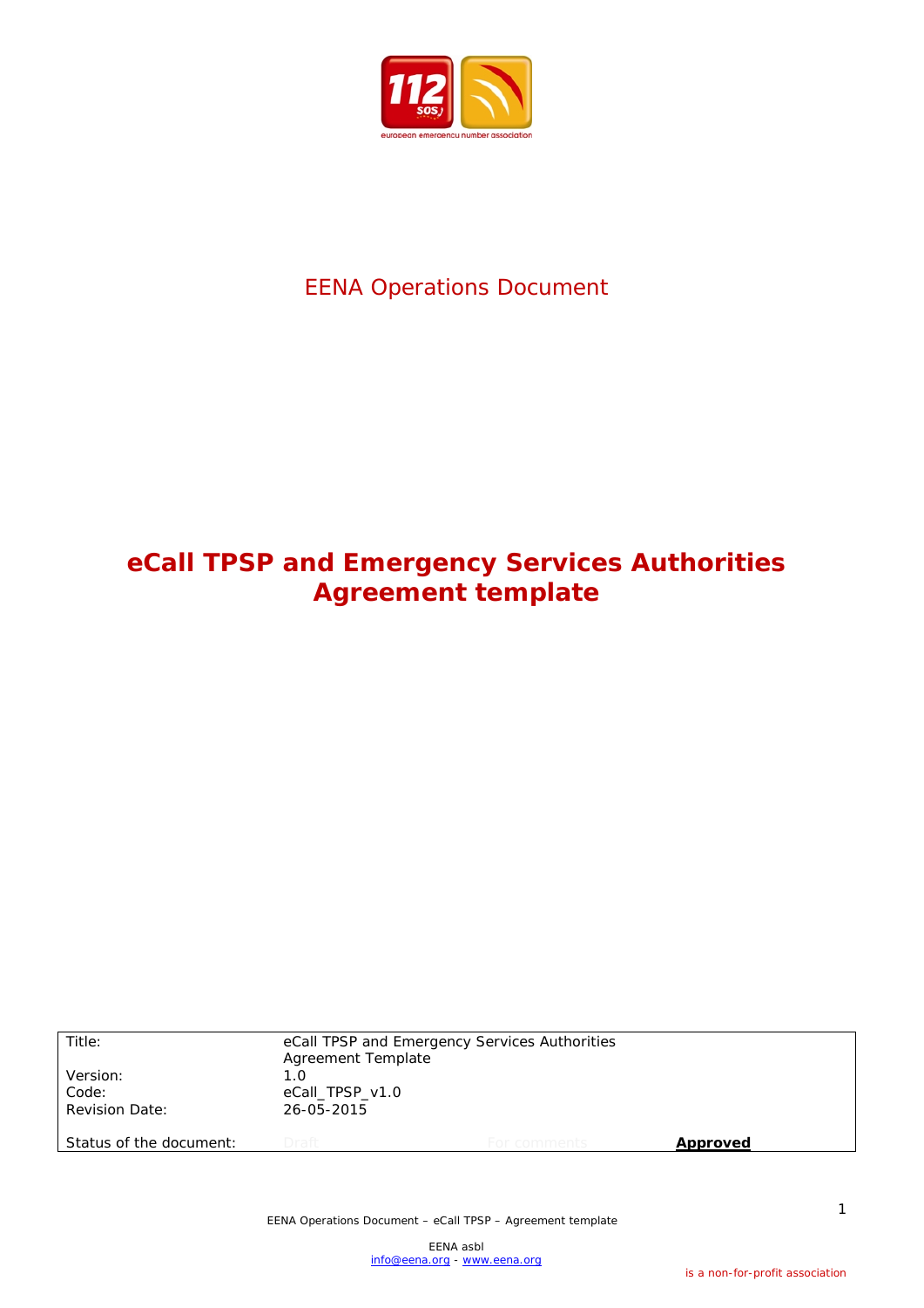EENA Operations Document

# eCall TPSP and Emergency Services Authorities Agreement template

| | | | |
|---|---|---|---|
| Title: | eCall TPSP and Emergency Services Authorities Agreement Template | | |
| Version: | 1.0 | | |
| Code: | eCall_TPSP_v1.0 | | |
| Revision Date: | 26-05-2015 | | |
| Status of the document: | Draft | For comments | **Approved** |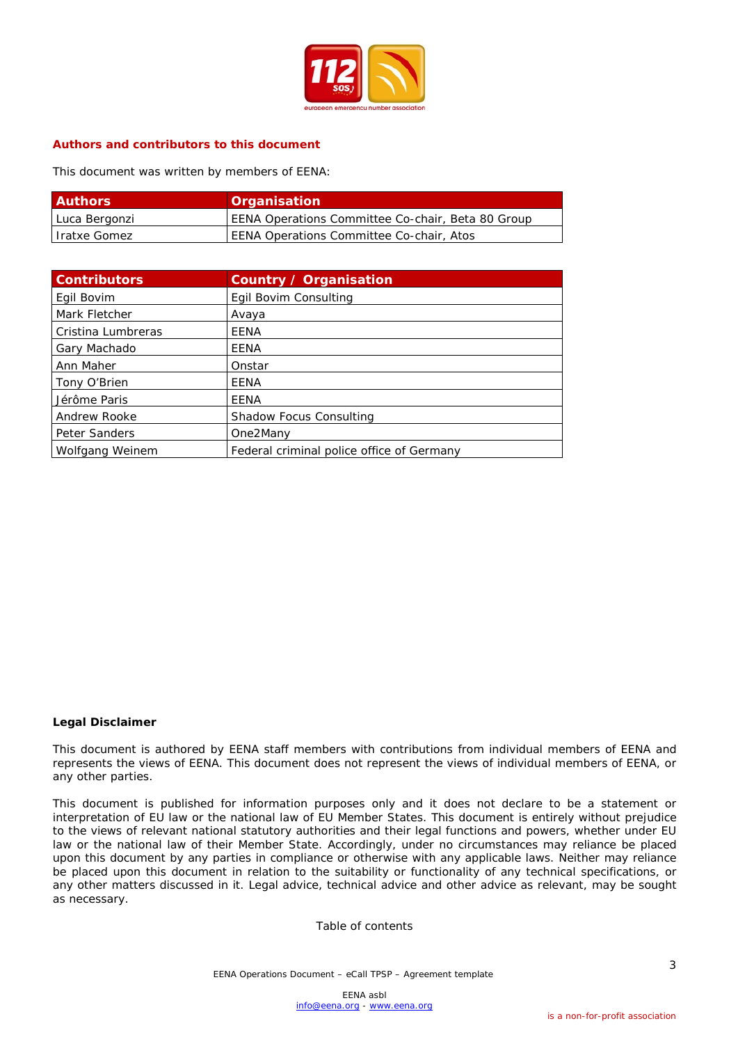## Authors and contributors to this document

This document was written by members of EENA:

| Authors | Organisation |
|---|---|
| Luca Bergonzi | EENA Operations Committee Co-chair, Beta 80 Group |
| Iratxe Gomez | EENA Operations Committee Co-chair, Atos |

| Contributors | Country / Organisation |
|---|---|
| Egil Bovim | Egil Bovim Consulting |
| Mark Fletcher | Avaya |
| Cristina Lumbreras | EENA |
| Gary Machado | EENA |
| Ann Maher | Onstar |
| Tony O'Brien | EENA |
| Jérôme Paris | EENA |
| Andrew Rooke | Shadow Focus Consulting |
| Peter Sanders | One2Many |
| Wolfgang Weinem | Federal criminal police office of Germany |

**Legal Disclaimer**

This document is authored by EENA staff members with contributions from individual members of EENA and represents the views of EENA. This document does not represent the views of individual members of EENA, or any other parties.

This document is published for information purposes only and it does not declare to be a statement or interpretation of EU law or the national law of EU Member States. This document is entirely without prejudice to the views of relevant national statutory authorities and their legal functions and powers, whether under EU law or the national law of their Member State. Accordingly, under no circumstances may reliance be placed upon this document by any parties in compliance or otherwise with any applicable laws. Neither may reliance be placed upon this document in relation to the suitability or functionality of any technical specifications, or any other matters discussed in it. Legal advice, technical advice and other advice as relevant, may be sought as necessary.

Table of contents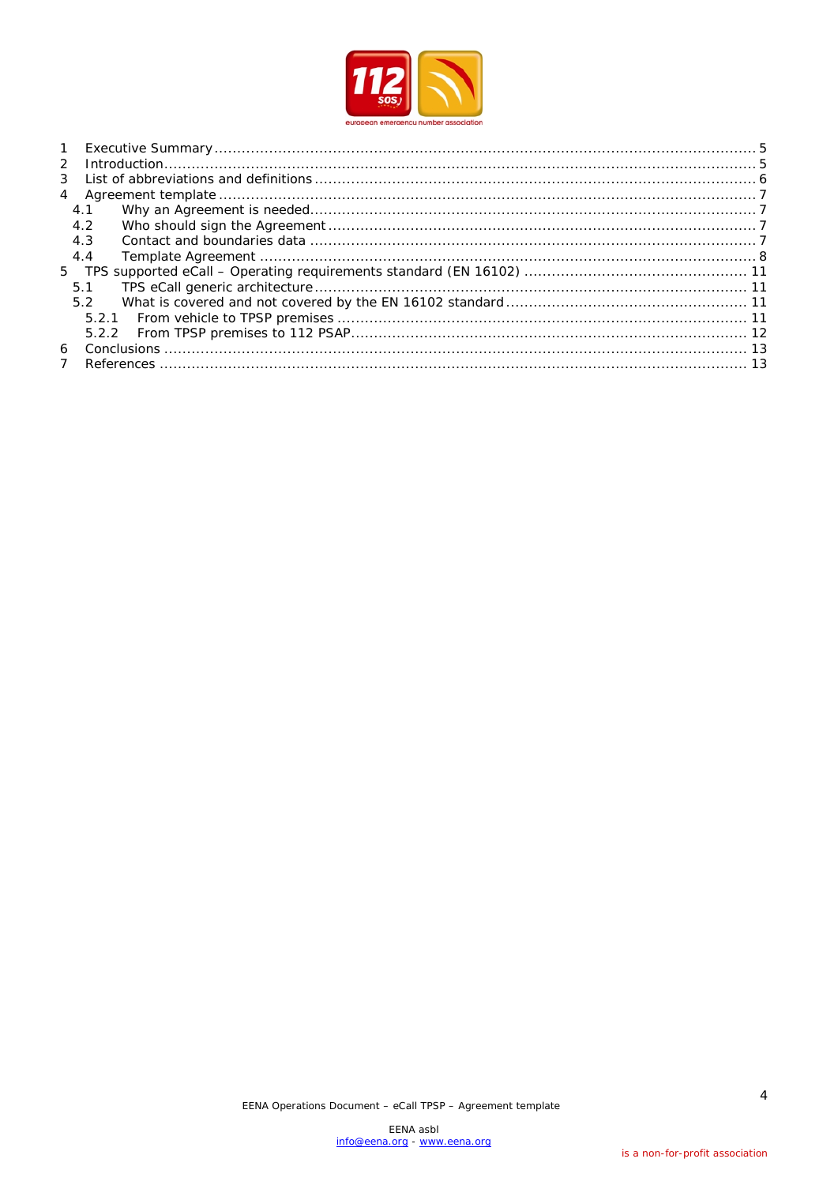1 Executive Summary ..... 5
2 Introduction ..... 5
3 List of abbreviations and definitions ..... 6
4 Agreement template ..... 7
  4.1 Why an Agreement is needed ..... 7
  4.2 Who should sign the Agreement ..... 7
  4.3 Contact and boundaries data ..... 7
  4.4 Template Agreement ..... 8
5 TPS supported eCall – Operating requirements standard (EN 16102) ..... 11
  5.1 TPS eCall generic architecture ..... 11
  5.2 What is covered and not covered by the EN 16102 standard ..... 11
    5.2.1 From vehicle to TPSP premises ..... 11
    5.2.2 From TPSP premises to 112 PSAP ..... 12
6 Conclusions ..... 13
7 References ..... 13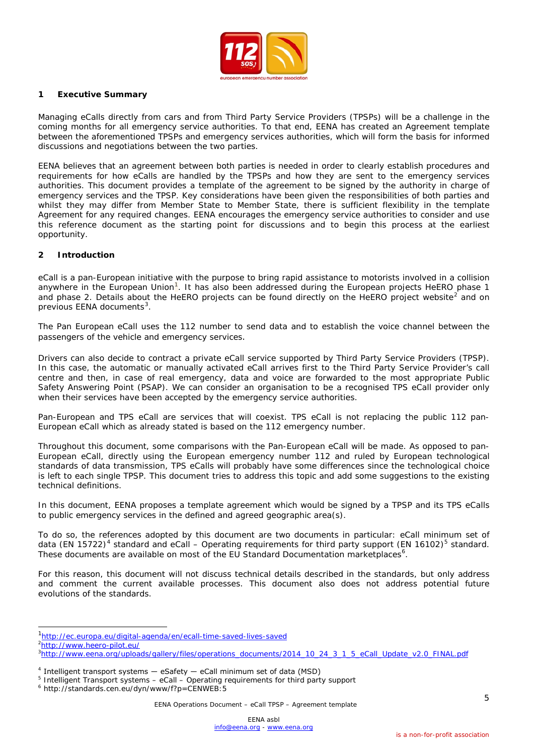## 1 Executive Summary

Managing eCalls directly from cars and from Third Party Service Providers (TPSPs) will be a challenge in the coming months for all emergency service authorities. To that end, EENA has created an Agreement template between the aforementioned TPSPs and emergency services authorities, which will form the basis for informed discussions and negotiations between the two parties.

EENA believes that an agreement between both parties is needed in order to clearly establish procedures and requirements for how eCalls are handled by the TPSPs and how they are sent to the emergency services authorities. This document provides a template of the agreement to be signed by the authority in charge of emergency services and the TPSP. Key considerations have been given the responsibilities of both parties and whilst they may differ from Member State to Member State, there is sufficient flexibility in the template Agreement for any required changes. EENA encourages the emergency service authorities to consider and use this reference document as the starting point for discussions and to begin this process at the earliest opportunity.

## 2 Introduction

eCall is a pan-European initiative with the purpose to bring rapid assistance to motorists involved in a collision anywhere in the European Union[1]. It has also been addressed during the European projects HeERO phase 1 and phase 2. Details about the HeERO projects can be found directly on the HeERO project website[2] and on previous EENA documents[3].

The Pan European eCall uses the 112 number to send data and to establish the voice channel between the passengers of the vehicle and emergency services.

Drivers can also decide to contract a private eCall service supported by Third Party Service Providers (TPSP). In this case, the automatic or manually activated eCall arrives first to the Third Party Service Provider's call centre and then, in case of real emergency, data and voice are forwarded to the most appropriate Public Safety Answering Point (PSAP). We can consider an organisation to be a recognised TPS eCall provider only when their services have been accepted by the emergency service authorities.

Pan-European and TPS eCall are services that will coexist. TPS eCall is not replacing the public 112 pan-European eCall which as already stated is based on the 112 emergency number.

Throughout this document, some comparisons with the Pan-European eCall will be made. As opposed to pan-European eCall, directly using the European emergency number 112 and ruled by European technological standards of data transmission, TPS eCalls will probably have some differences since the technological choice is left to each single TPSP. This document tries to address this topic and add some suggestions to the existing technical definitions.

In this document, EENA proposes a template agreement which would be signed by a TPSP and its TPS eCalls to public emergency services in the defined and agreed geographic area(s).

To do so, the references adopted by this document are two documents in particular: eCall minimum set of data (EN 15722)[4] standard and eCall – Operating requirements for third party support (EN 16102)[5] standard. These documents are available on most of the EU Standard Documentation marketplaces[6].

For this reason, this document will not discuss technical details described in the standards, but only address and comment the current available processes. This document also does not address potential future evolutions of the standards.

---

[1] http://ec.europa.eu/digital-agenda/en/ecall-time-saved-lives-saved
[2] http://www.heero-pilot.eu/
[3] http://www.eena.org/uploads/gallery/files/operations_documents/2014_10_24_3_1_5_eCall_Update_v2.0_FINAL.pdf

[4] Intelligent transport systems — eSafety — eCall minimum set of data (MSD)
[5] Intelligent Transport Systems – eCall – Operating requirements for third party support
[6] http://standards.cen.eu/dyn/www/f?p=CENWEB:5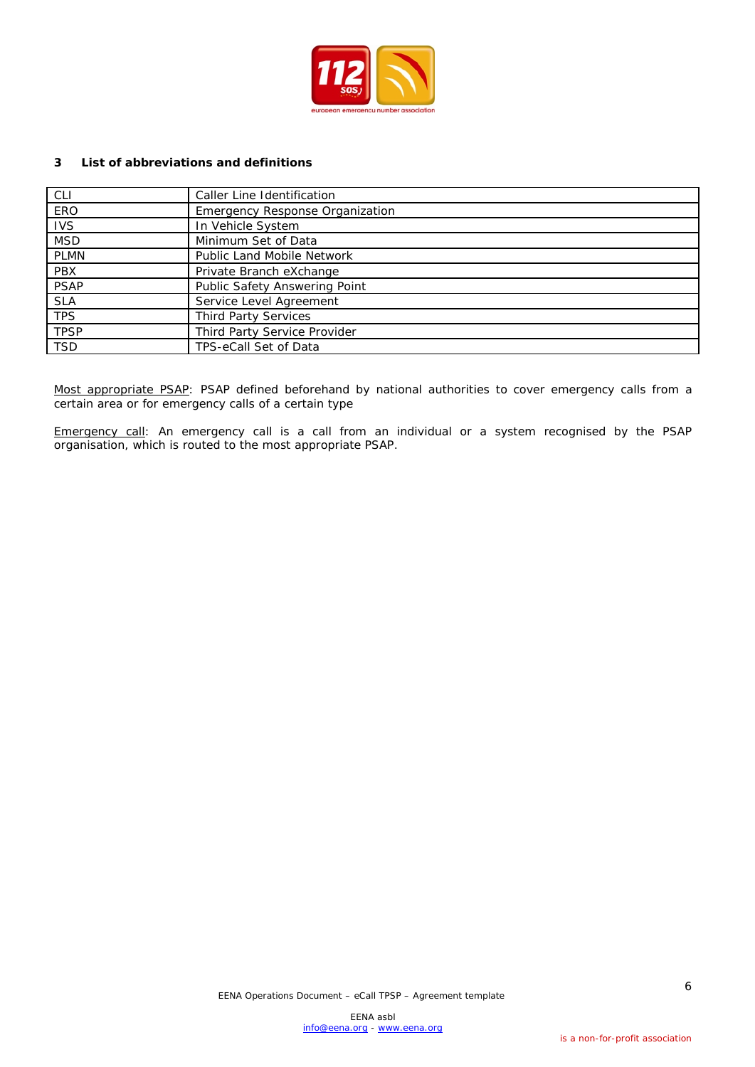## 3 List of abbreviations and definitions

| | |
|---|---|
| CLI | Caller Line Identification |
| ERO | Emergency Response Organization |
| IVS | In Vehicle System |
| MSD | Minimum Set of Data |
| PLMN | Public Land Mobile Network |
| PBX | Private Branch eXchange |
| PSAP | Public Safety Answering Point |
| SLA | Service Level Agreement |
| TPS | Third Party Services |
| TPSP | Third Party Service Provider |
| TSD | TPS-eCall Set of Data |

Most appropriate PSAP: PSAP defined beforehand by national authorities to cover emergency calls from a certain area or for emergency calls of a certain type

Emergency call: An emergency call is a call from an individual or a system recognised by the PSAP organisation, which is routed to the most appropriate PSAP.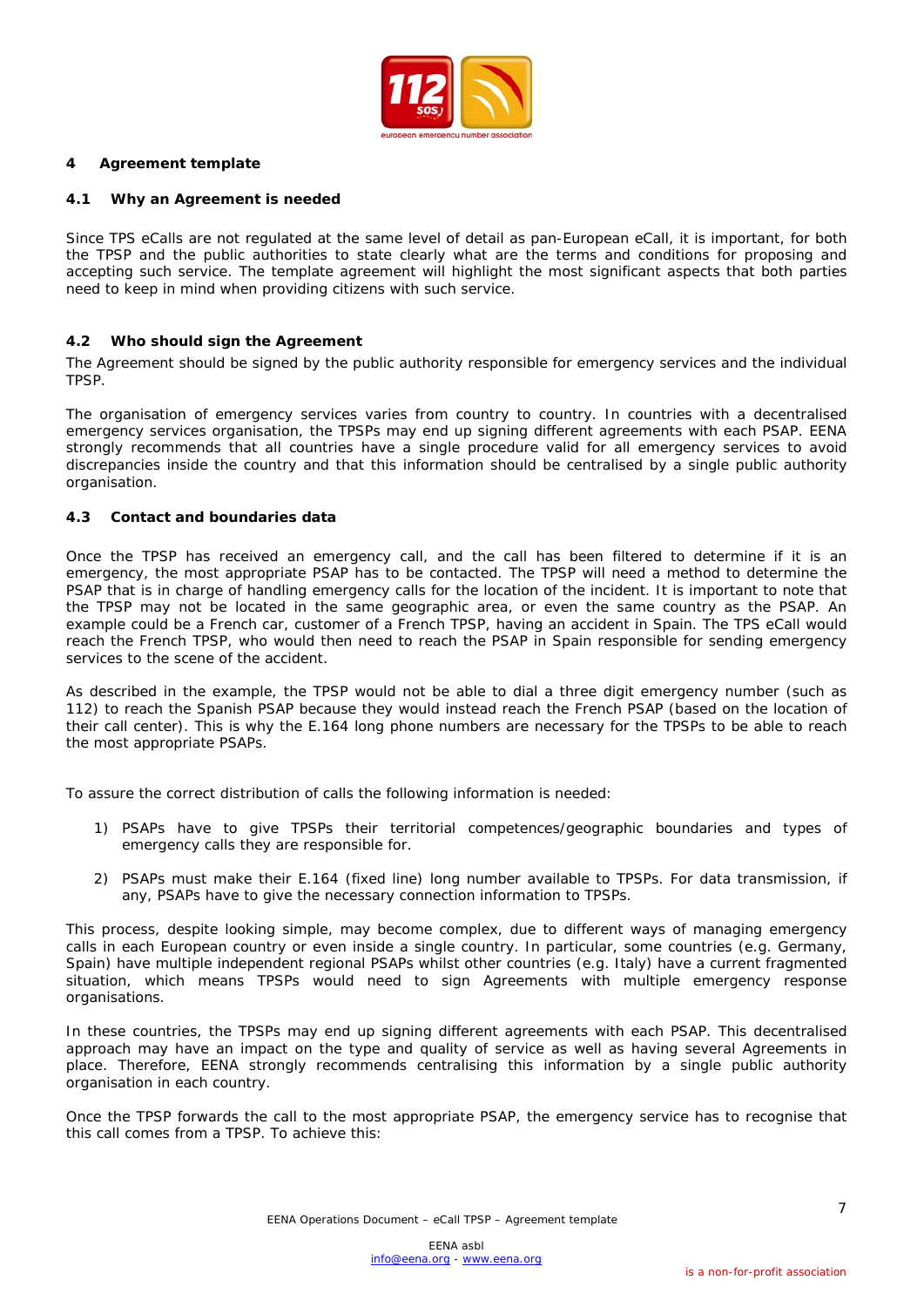# 4 Agreement template

## 4.1 Why an Agreement is needed

Since TPS eCalls are not regulated at the same level of detail as pan-European eCall, it is important, for both the TPSP and the public authorities to state clearly what are the terms and conditions for proposing and accepting such service. The template agreement will highlight the most significant aspects that both parties need to keep in mind when providing citizens with such service.

## 4.2 Who should sign the Agreement

The Agreement should be signed by the public authority responsible for emergency services and the individual TPSP.

The organisation of emergency services varies from country to country. In countries with a decentralised emergency services organisation, the TPSPs may end up signing different agreements with each PSAP. EENA strongly recommends that all countries have a single procedure valid for all emergency services to avoid discrepancies inside the country and that this information should be centralised by a single public authority organisation.

## 4.3 Contact and boundaries data

Once the TPSP has received an emergency call, and the call has been filtered to determine if it is an emergency, the most appropriate PSAP has to be contacted. The TPSP will need a method to determine the PSAP that is in charge of handling emergency calls for the location of the incident. It is important to note that the TPSP may not be located in the same geographic area, or even the same country as the PSAP. An example could be a French car, customer of a French TPSP, having an accident in Spain. The TPS eCall would reach the French TPSP, who would then need to reach the PSAP in Spain responsible for sending emergency services to the scene of the accident.

As described in the example, the TPSP would not be able to dial a three digit emergency number (such as 112) to reach the Spanish PSAP because they would instead reach the French PSAP (based on the location of their call center). This is why the E.164 long phone numbers are necessary for the TPSPs to be able to reach the most appropriate PSAPs.

To assure the correct distribution of calls the following information is needed:

1) PSAPs have to give TPSPs their territorial competences/geographic boundaries and types of emergency calls they are responsible for.

2) PSAPs must make their E.164 (fixed line) long number available to TPSPs. For data transmission, if any, PSAPs have to give the necessary connection information to TPSPs.

This process, despite looking simple, may become complex, due to different ways of managing emergency calls in each European country or even inside a single country. In particular, some countries (e.g. Germany, Spain) have multiple independent regional PSAPs whilst other countries (e.g. Italy) have a current fragmented situation, which means TPSPs would need to sign Agreements with multiple emergency response organisations.

In these countries, the TPSPs may end up signing different agreements with each PSAP. This decentralised approach may have an impact on the type and quality of service as well as having several Agreements in place. Therefore, EENA strongly recommends centralising this information by a single public authority organisation in each country.

Once the TPSP forwards the call to the most appropriate PSAP, the emergency service has to recognise that this call comes from a TPSP. To achieve this: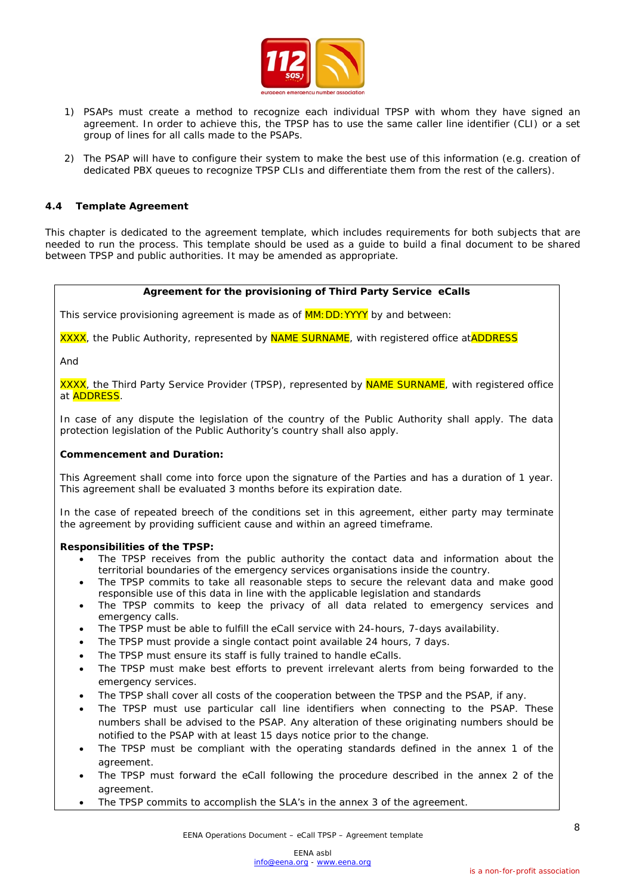1) PSAPs must create a method to recognize each individual TPSP with whom they have signed an agreement. In order to achieve this, the TPSP has to use the same caller line identifier (CLI) or a set group of lines for all calls made to the PSAPs.

2) The PSAP will have to configure their system to make the best use of this information (e.g. creation of dedicated PBX queues to recognize TPSP CLIs and differentiate them from the rest of the callers).

### 4.4 Template Agreement

This chapter is dedicated to the agreement template, which includes requirements for both subjects that are needed to run the process. This template should be used as a guide to build a final document to be shared between TPSP and public authorities. It may be amended as appropriate.

**Agreement for the provisioning of Third Party Service eCalls**

This service provisioning agreement is made as of MM:DD:YYYY by and between:

XXXX, the Public Authority, represented by NAME SURNAME, with registered office atADDRESS

And

XXXX, the Third Party Service Provider (TPSP), represented by NAME SURNAME, with registered office at ADDRESS.

In case of any dispute the legislation of the country of the Public Authority shall apply. The data protection legislation of the Public Authority's country shall also apply.

**Commencement and Duration:**

This Agreement shall come into force upon the signature of the Parties and has a duration of 1 year. This agreement shall be evaluated 3 months before its expiration date.

In the case of repeated breech of the conditions set in this agreement, either party may terminate the agreement by providing sufficient cause and within an agreed timeframe.

**Responsibilities of the TPSP:**

- The TPSP receives from the public authority the contact data and information about the territorial boundaries of the emergency services organisations inside the country.
- The TPSP commits to take all reasonable steps to secure the relevant data and make good responsible use of this data in line with the applicable legislation and standards
- The TPSP commits to keep the privacy of all data related to emergency services and emergency calls.
- The TPSP must be able to fulfill the eCall service with 24-hours, 7-days availability.
- The TPSP must provide a single contact point available 24 hours, 7 days.
- The TPSP must ensure its staff is fully trained to handle eCalls.
- The TPSP must make best efforts to prevent irrelevant alerts from being forwarded to the emergency services.
- The TPSP shall cover all costs of the cooperation between the TPSP and the PSAP, if any.
- The TPSP must use particular call line identifiers when connecting to the PSAP. These numbers shall be advised to the PSAP. Any alteration of these originating numbers should be notified to the PSAP with at least 15 days notice prior to the change.
- The TPSP must be compliant with the operating standards defined in the annex 1 of the agreement.
- The TPSP must forward the eCall following the procedure described in the annex 2 of the agreement.
- The TPSP commits to accomplish the SLA's in the annex 3 of the agreement.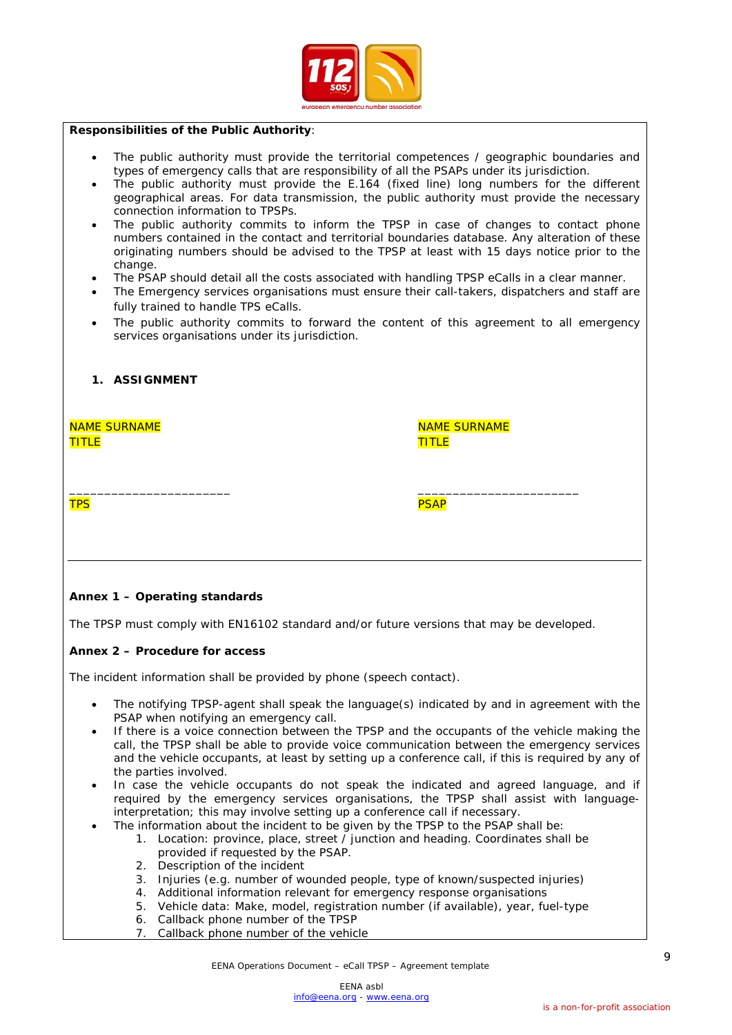**Responsibilities of the Public Authority**:

- The public authority must provide the territorial competences / geographic boundaries and types of emergency calls that are responsibility of all the PSAPs under its jurisdiction.
- The public authority must provide the E.164 (fixed line) long numbers for the different geographical areas. For data transmission, the public authority must provide the necessary connection information to TPSPs.
- The public authority commits to inform the TPSP in case of changes to contact phone numbers contained in the contact and territorial boundaries database. Any alteration of these originating numbers should be advised to the TPSP at least with 15 days notice prior to the change.
- The PSAP should detail all the costs associated with handling TPSP eCalls in a clear manner.
- The Emergency services organisations must ensure their call-takers, dispatchers and staff are fully trained to handle TPS eCalls.
- The public authority commits to forward the content of this agreement to all emergency services organisations under its jurisdiction.

**1. ASSIGNMENT**

NAME SURNAME
TITLE

_______________________
TPS

NAME SURNAME
TITLE

_______________________
PSAP

---

**Annex 1 – Operating standards**

The TPSP must comply with EN16102 standard and/or future versions that may be developed.

**Annex 2 – Procedure for access**

The incident information shall be provided by phone (speech contact).

- The notifying TPSP-agent shall speak the language(s) indicated by and in agreement with the PSAP when notifying an emergency call.
- If there is a voice connection between the TPSP and the occupants of the vehicle making the call, the TPSP shall be able to provide voice communication between the emergency services and the vehicle occupants, at least by setting up a conference call, if this is required by any of the parties involved.
- In case the vehicle occupants do not speak the indicated and agreed language, and if required by the emergency services organisations, the TPSP shall assist with language-interpretation; this may involve setting up a conference call if necessary.
- The information about the incident to be given by the TPSP to the PSAP shall be:
    1. Location: province, place, street / junction and heading. Coordinates shall be provided if requested by the PSAP.
    2. Description of the incident
    3. Injuries (e.g. number of wounded people, type of known/suspected injuries)
    4. Additional information relevant for emergency response organisations
    5. Vehicle data: Make, model, registration number (if available), year, fuel-type
    6. Callback phone number of the TPSP
    7. Callback phone number of the vehicle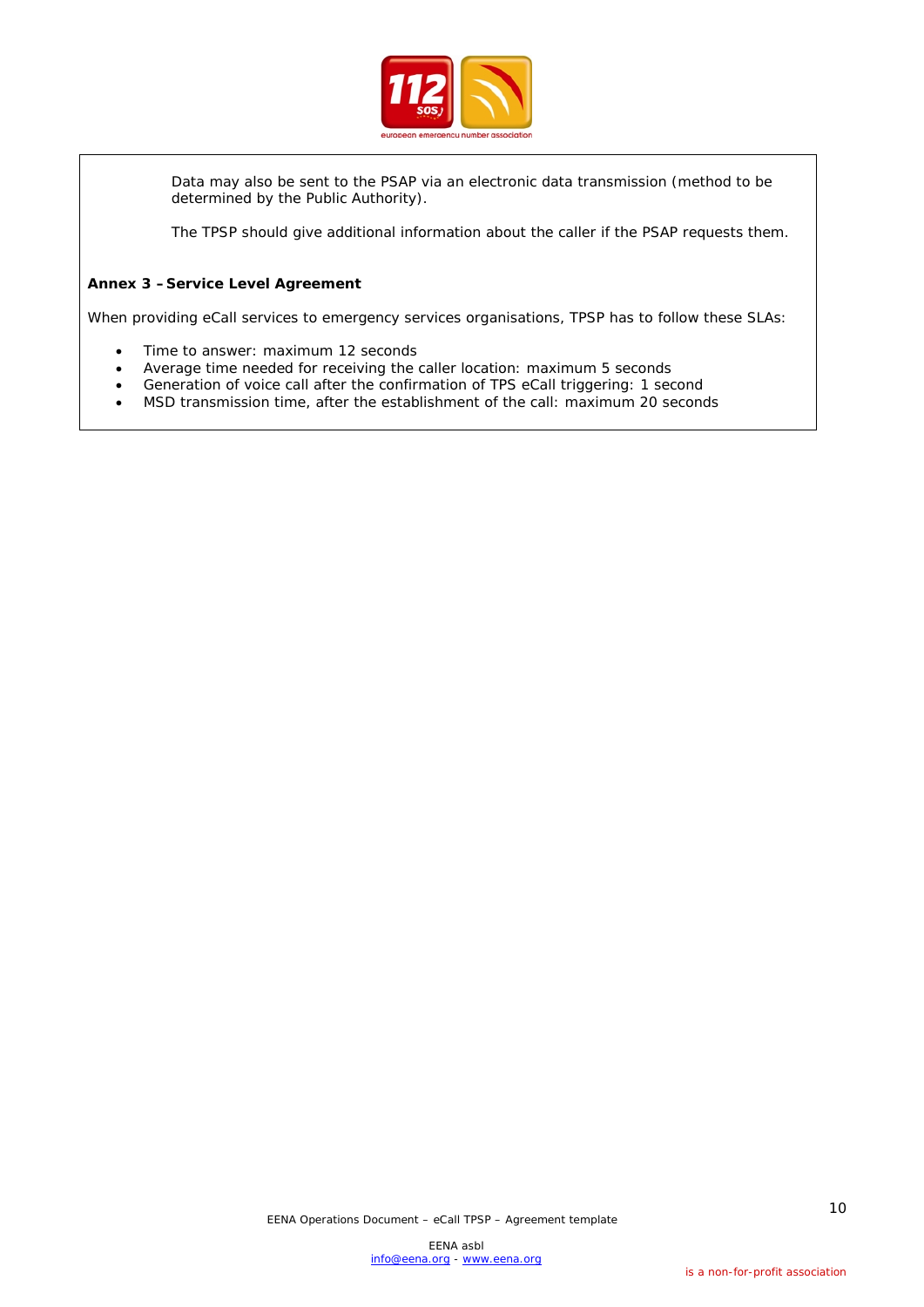Data may also be sent to the PSAP via an electronic data transmission (method to be determined by the Public Authority).

The TPSP should give additional information about the caller if the PSAP requests them.

**Annex 3 – Service Level Agreement**

When providing eCall services to emergency services organisations, TPSP has to follow these SLAs:

- Time to answer: maximum 12 seconds
- Average time needed for receiving the caller location: maximum 5 seconds
- Generation of voice call after the confirmation of TPS eCall triggering: 1 second
- MSD transmission time, after the establishment of the call: maximum 20 seconds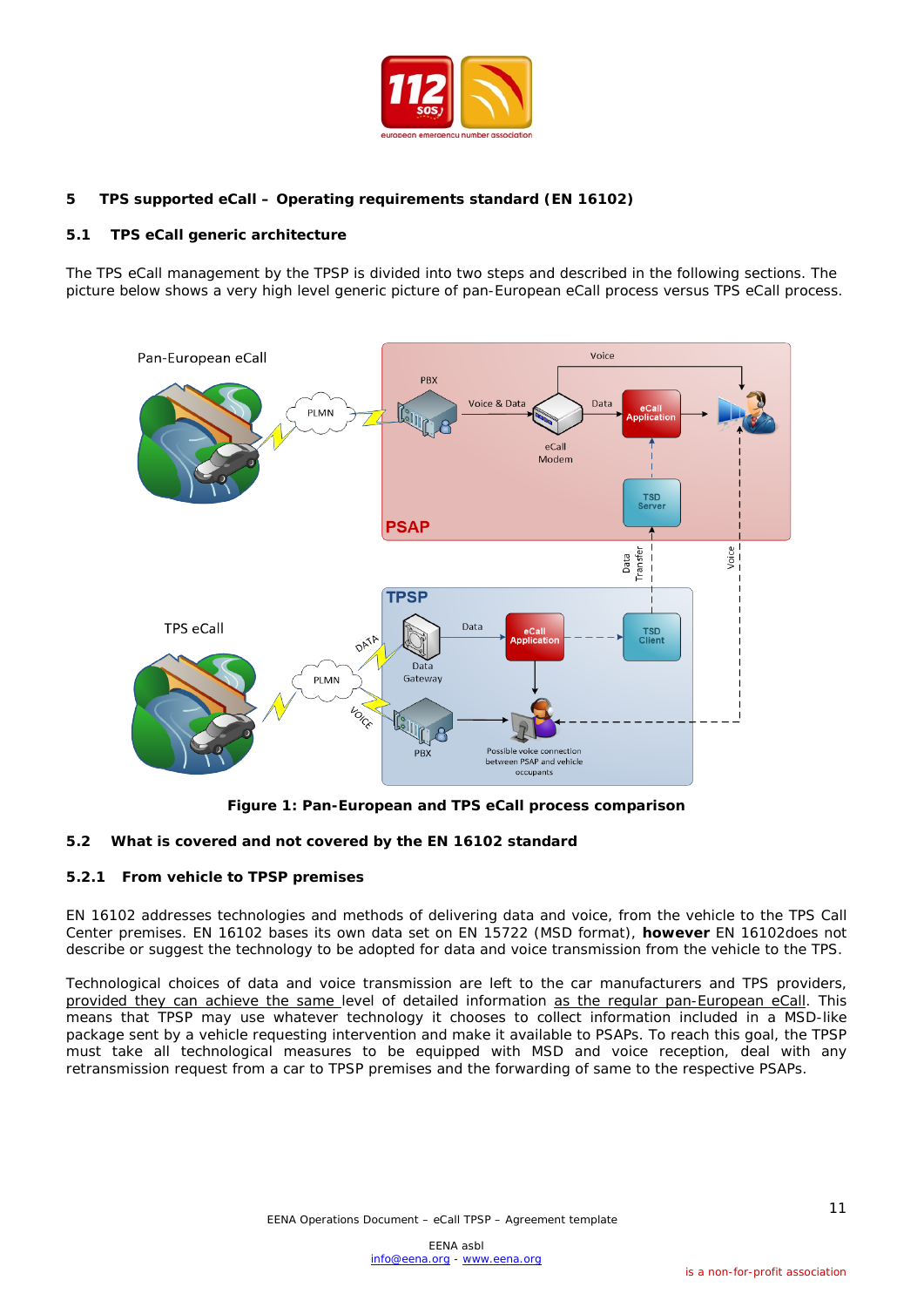## 5 TPS supported eCall – Operating requirements standard (EN 16102)

### 5.1 TPS eCall generic architecture

The TPS eCall management by the TPSP is divided into two steps and described in the following sections. The picture below shows a very high level generic picture of pan-European eCall process versus TPS eCall process.

**Figure 1: Pan-European and TPS eCall process comparison**

### 5.2 What is covered and not covered by the EN 16102 standard

#### 5.2.1 From vehicle to TPSP premises

EN 16102 addresses technologies and methods of delivering data and voice, from the vehicle to the TPS Call Center premises. EN 16102 bases its own data set on EN 15722 (MSD format), **however** EN 16102does not describe or suggest the technology to be adopted for data and voice transmission from the vehicle to the TPS.

Technological choices of data and voice transmission are left to the car manufacturers and TPS providers, provided they can achieve the same level of detailed information as the regular pan-European eCall. This means that TPSP may use whatever technology it chooses to collect information included in a MSD-like package sent by a vehicle requesting intervention and make it available to PSAPs. To reach this goal, the TPSP must take all technological measures to be equipped with MSD and voice reception, deal with any retransmission request from a car to TPSP premises and the forwarding of same to the respective PSAPs.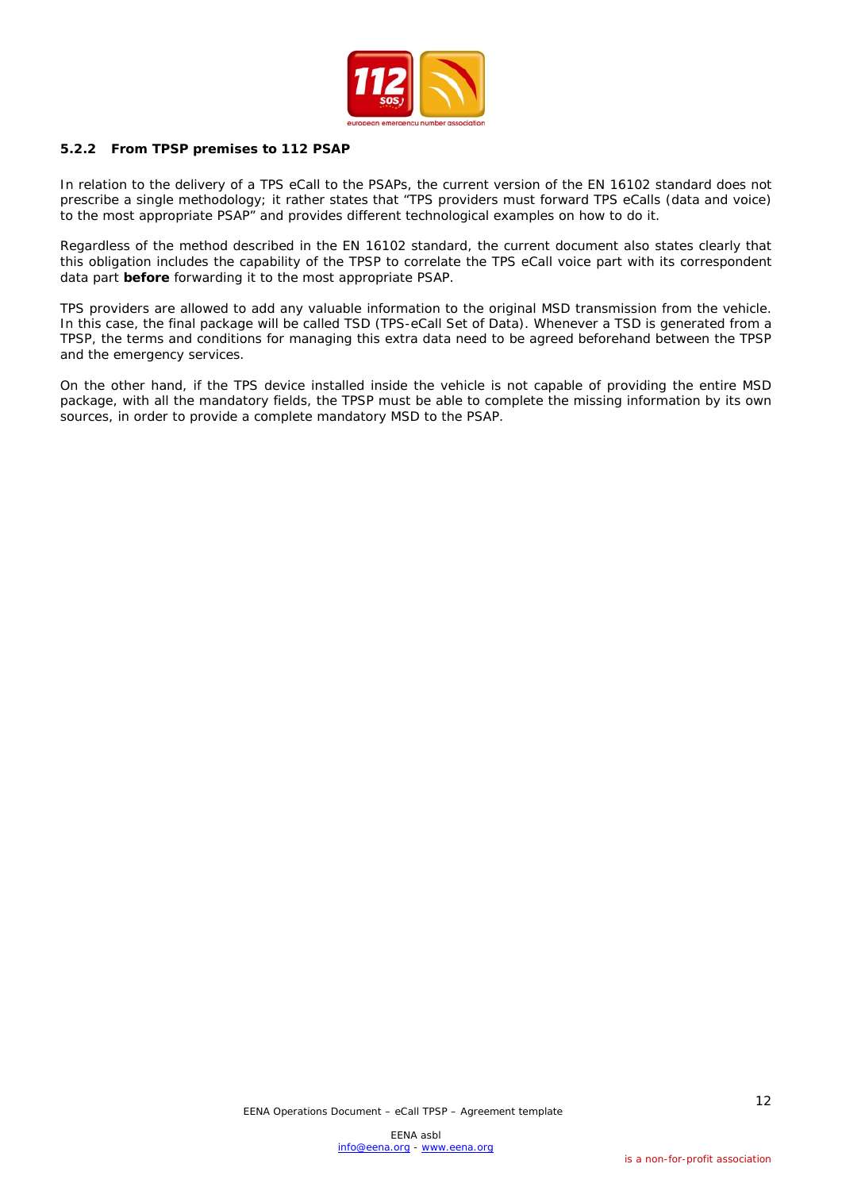### 5.2.2 From TPSP premises to 112 PSAP

In relation to the delivery of a TPS eCall to the PSAPs, the current version of the EN 16102 standard does not prescribe a single methodology; it rather states that "TPS providers must forward TPS eCalls (data and voice) to the most appropriate PSAP" and provides different technological examples on how to do it.

Regardless of the method described in the EN 16102 standard, the current document also states clearly that this obligation includes the capability of the TPSP to correlate the TPS eCall voice part with its correspondent data part **before** forwarding it to the most appropriate PSAP.

TPS providers are allowed to add any valuable information to the original MSD transmission from the vehicle. In this case, the final package will be called TSD (TPS-eCall Set of Data). Whenever a TSD is generated from a TPSP, the terms and conditions for managing this extra data need to be agreed beforehand between the TPSP and the emergency services.

On the other hand, if the TPS device installed inside the vehicle is not capable of providing the entire MSD package, with all the mandatory fields, the TPSP must be able to complete the missing information by its own sources, in order to provide a complete mandatory MSD to the PSAP.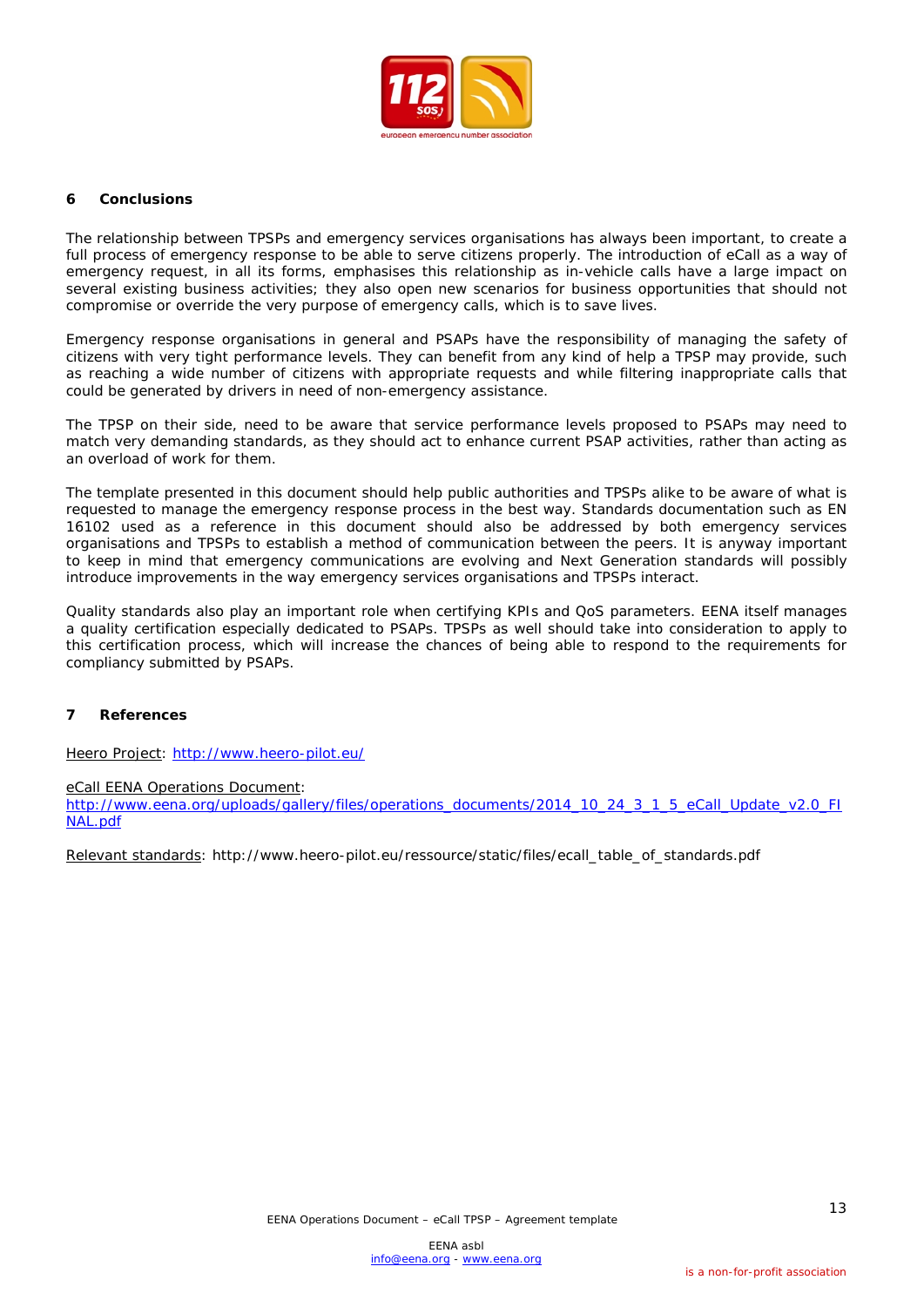## 6 Conclusions

The relationship between TPSPs and emergency services organisations has always been important, to create a full process of emergency response to be able to serve citizens properly. The introduction of eCall as a way of emergency request, in all its forms, emphasises this relationship as in-vehicle calls have a large impact on several existing business activities; they also open new scenarios for business opportunities that should not compromise or override the very purpose of emergency calls, which is to save lives.

Emergency response organisations in general and PSAPs have the responsibility of managing the safety of citizens with very tight performance levels. They can benefit from any kind of help a TPSP may provide, such as reaching a wide number of citizens with appropriate requests and while filtering inappropriate calls that could be generated by drivers in need of non-emergency assistance.

The TPSP on their side, need to be aware that service performance levels proposed to PSAPs may need to match very demanding standards, as they should act to enhance current PSAP activities, rather than acting as an overload of work for them.

The template presented in this document should help public authorities and TPSPs alike to be aware of what is requested to manage the emergency response process in the best way. Standards documentation such as EN 16102 used as a reference in this document should also be addressed by both emergency services organisations and TPSPs to establish a method of communication between the peers. It is anyway important to keep in mind that emergency communications are evolving and Next Generation standards will possibly introduce improvements in the way emergency services organisations and TPSPs interact.

Quality standards also play an important role when certifying KPIs and QoS parameters. EENA itself manages a quality certification especially dedicated to PSAPs. TPSPs as well should take into consideration to apply to this certification process, which will increase the chances of being able to respond to the requirements for compliancy submitted by PSAPs.

## 7 References

Heero Project: http://www.heero-pilot.eu/

eCall EENA Operations Document:
http://www.eena.org/uploads/gallery/files/operations_documents/2014_10_24_3_1_5_eCall_Update_v2.0_FINAL.pdf

Relevant standards: http://www.heero-pilot.eu/ressource/static/files/ecall_table_of_standards.pdf